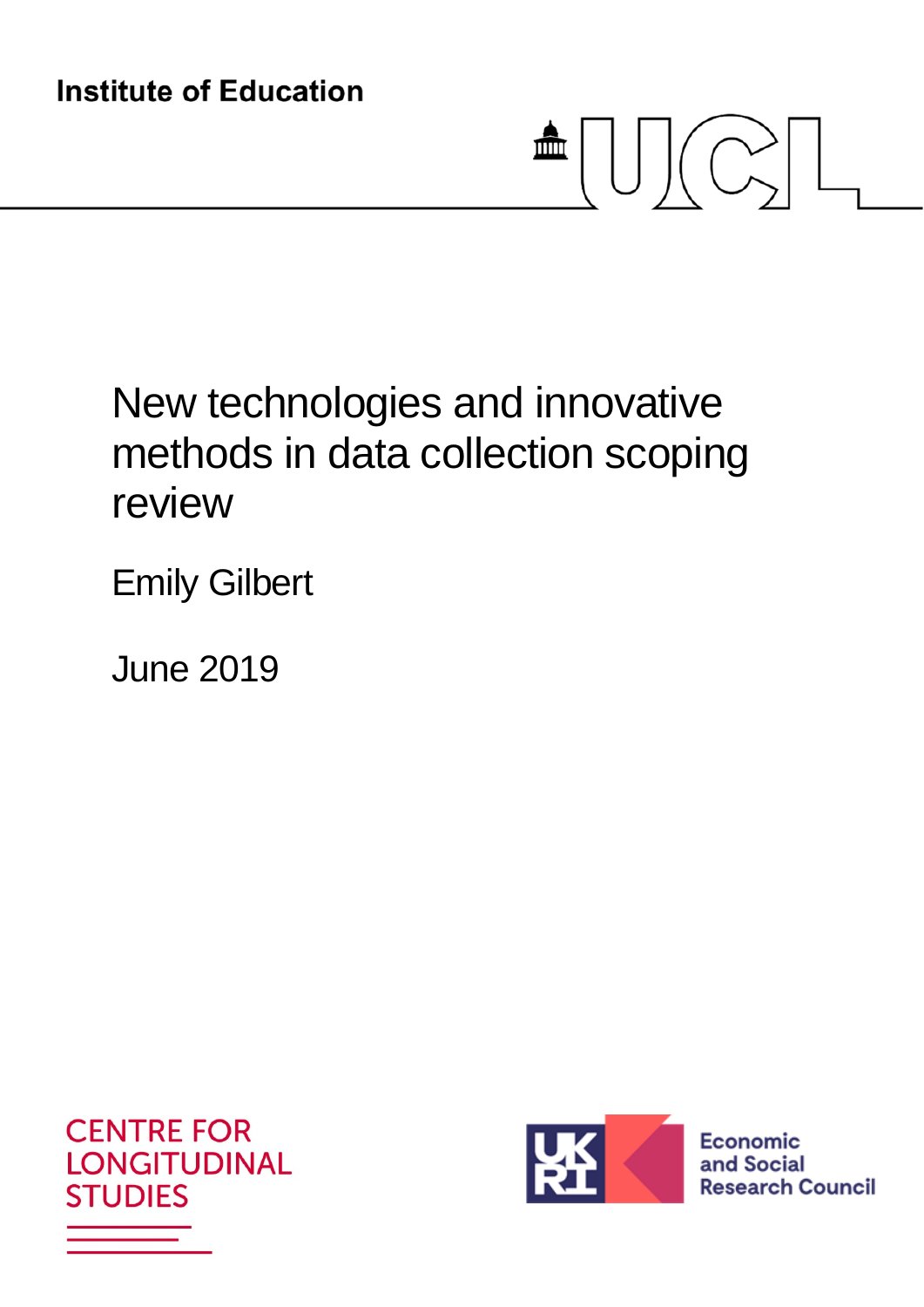Institute of Education

UCL

# New technologies and innovative methods in data collection scoping review

Emily Gilbert

June 2019

CENTRE FOR LONGITUDINAL STUDIES

UKRI Economic and Social Research Council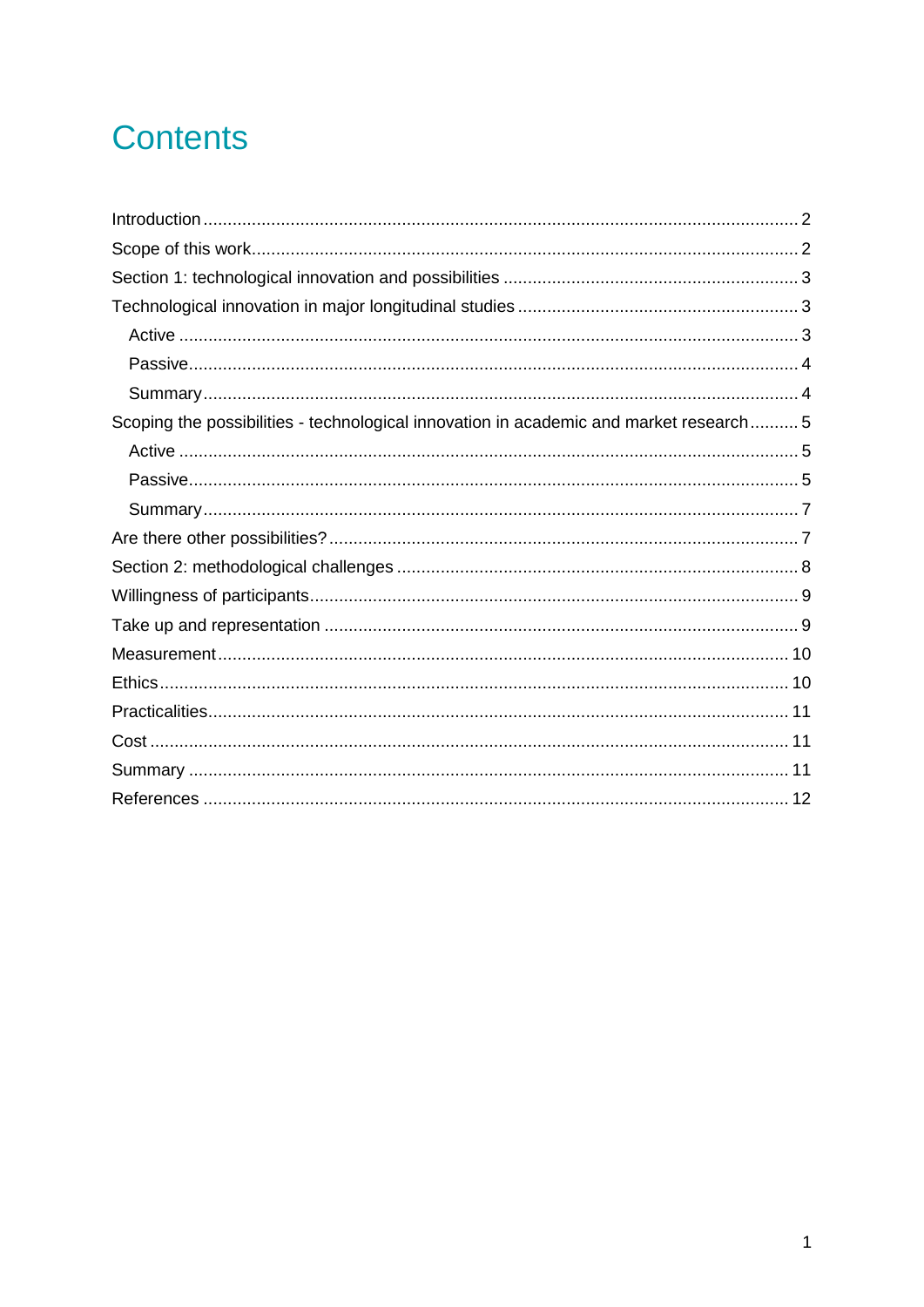# Contents

- Introduction ... 2
- Scope of this work ... 2
- Section 1: technological innovation and possibilities ... 3
- Technological innovation in major longitudinal studies ... 3
  - Active ... 3
  - Passive ... 4
  - Summary ... 4
- Scoping the possibilities - technological innovation in academic and market research ... 5
  - Active ... 5
  - Passive ... 5
  - Summary ... 7
- Are there other possibilities? ... 7
- Section 2: methodological challenges ... 8
- Willingness of participants ... 9
- Take up and representation ... 9
- Measurement ... 10
- Ethics ... 10
- Practicalities ... 11
- Cost ... 11
- Summary ... 11
- References ... 12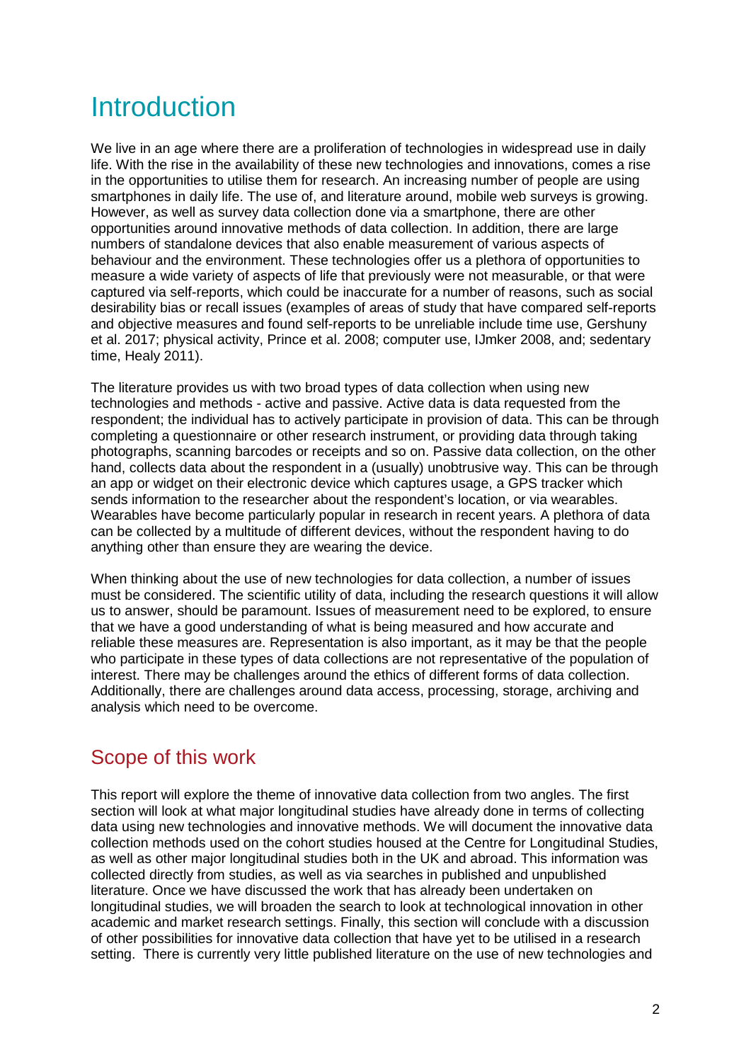# Introduction

We live in an age where there are a proliferation of technologies in widespread use in daily life. With the rise in the availability of these new technologies and innovations, comes a rise in the opportunities to utilise them for research. An increasing number of people are using smartphones in daily life. The use of, and literature around, mobile web surveys is growing. However, as well as survey data collection done via a smartphone, there are other opportunities around innovative methods of data collection. In addition, there are large numbers of standalone devices that also enable measurement of various aspects of behaviour and the environment. These technologies offer us a plethora of opportunities to measure a wide variety of aspects of life that previously were not measurable, or that were captured via self-reports, which could be inaccurate for a number of reasons, such as social desirability bias or recall issues (examples of areas of study that have compared self-reports and objective measures and found self-reports to be unreliable include time use, Gershuny et al. 2017; physical activity, Prince et al. 2008; computer use, IJmker 2008, and; sedentary time, Healy 2011).

The literature provides us with two broad types of data collection when using new technologies and methods - active and passive. Active data is data requested from the respondent; the individual has to actively participate in provision of data. This can be through completing a questionnaire or other research instrument, or providing data through taking photographs, scanning barcodes or receipts and so on. Passive data collection, on the other hand, collects data about the respondent in a (usually) unobtrusive way. This can be through an app or widget on their electronic device which captures usage, a GPS tracker which sends information to the researcher about the respondent's location, or via wearables. Wearables have become particularly popular in research in recent years. A plethora of data can be collected by a multitude of different devices, without the respondent having to do anything other than ensure they are wearing the device.

When thinking about the use of new technologies for data collection, a number of issues must be considered. The scientific utility of data, including the research questions it will allow us to answer, should be paramount. Issues of measurement need to be explored, to ensure that we have a good understanding of what is being measured and how accurate and reliable these measures are. Representation is also important, as it may be that the people who participate in these types of data collections are not representative of the population of interest. There may be challenges around the ethics of different forms of data collection. Additionally, there are challenges around data access, processing, storage, archiving and analysis which need to be overcome.

## Scope of this work

This report will explore the theme of innovative data collection from two angles. The first section will look at what major longitudinal studies have already done in terms of collecting data using new technologies and innovative methods. We will document the innovative data collection methods used on the cohort studies housed at the Centre for Longitudinal Studies, as well as other major longitudinal studies both in the UK and abroad. This information was collected directly from studies, as well as via searches in published and unpublished literature. Once we have discussed the work that has already been undertaken on longitudinal studies, we will broaden the search to look at technological innovation in other academic and market research settings. Finally, this section will conclude with a discussion of other possibilities for innovative data collection that have yet to be utilised in a research setting. There is currently very little published literature on the use of new technologies and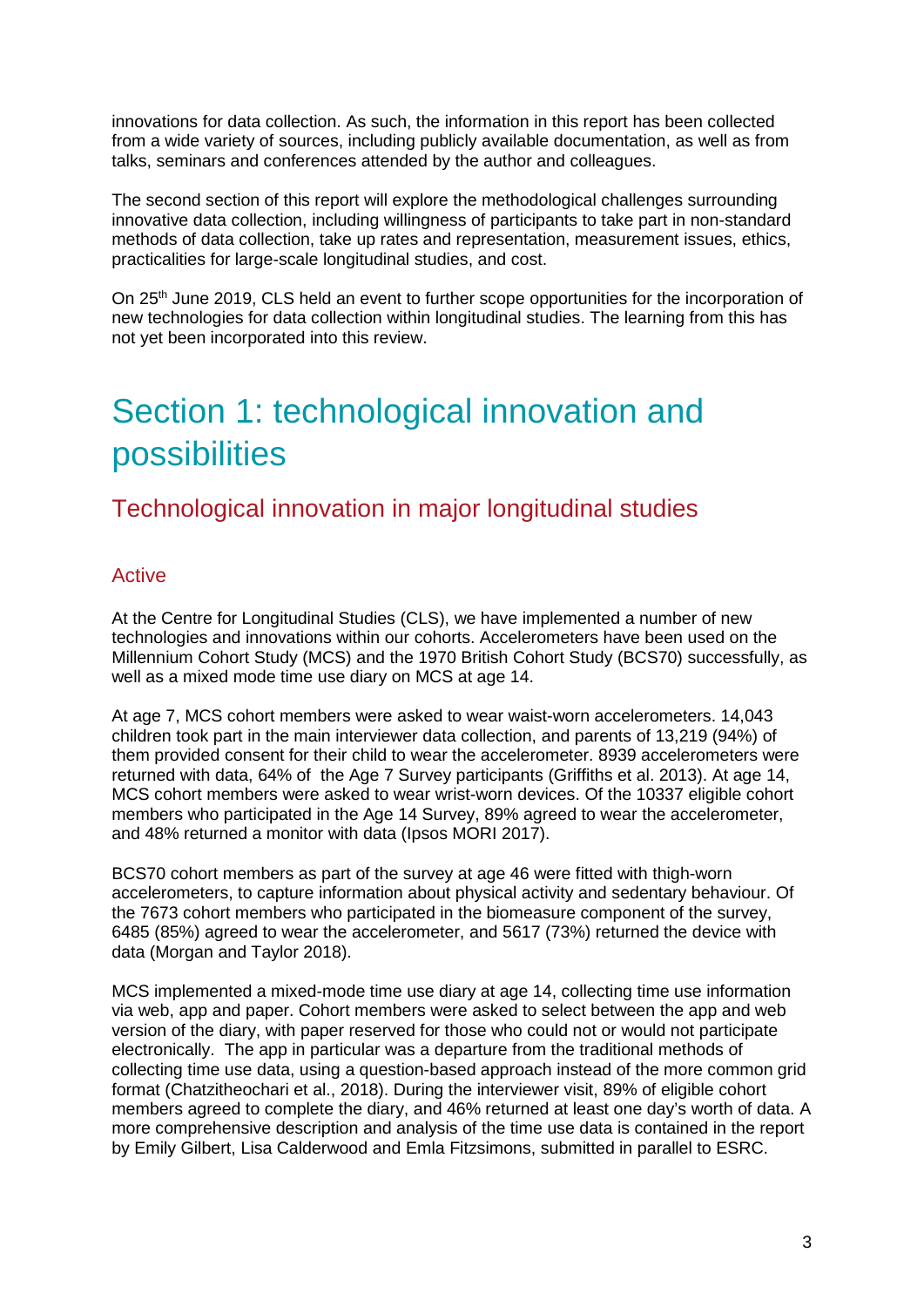innovations for data collection. As such, the information in this report has been collected from a wide variety of sources, including publicly available documentation, as well as from talks, seminars and conferences attended by the author and colleagues.

The second section of this report will explore the methodological challenges surrounding innovative data collection, including willingness of participants to take part in non-standard methods of data collection, take up rates and representation, measurement issues, ethics, practicalities for large-scale longitudinal studies, and cost.

On 25th June 2019, CLS held an event to further scope opportunities for the incorporation of new technologies for data collection within longitudinal studies. The learning from this has not yet been incorporated into this review.

# Section 1: technological innovation and possibilities

## Technological innovation in major longitudinal studies

### Active

At the Centre for Longitudinal Studies (CLS), we have implemented a number of new technologies and innovations within our cohorts. Accelerometers have been used on the Millennium Cohort Study (MCS) and the 1970 British Cohort Study (BCS70) successfully, as well as a mixed mode time use diary on MCS at age 14.

At age 7, MCS cohort members were asked to wear waist-worn accelerometers. 14,043 children took part in the main interviewer data collection, and parents of 13,219 (94%) of them provided consent for their child to wear the accelerometer. 8939 accelerometers were returned with data, 64% of the Age 7 Survey participants (Griffiths et al. 2013). At age 14, MCS cohort members were asked to wear wrist-worn devices. Of the 10337 eligible cohort members who participated in the Age 14 Survey, 89% agreed to wear the accelerometer, and 48% returned a monitor with data (Ipsos MORI 2017).

BCS70 cohort members as part of the survey at age 46 were fitted with thigh-worn accelerometers, to capture information about physical activity and sedentary behaviour. Of the 7673 cohort members who participated in the biomeasure component of the survey, 6485 (85%) agreed to wear the accelerometer, and 5617 (73%) returned the device with data (Morgan and Taylor 2018).

MCS implemented a mixed-mode time use diary at age 14, collecting time use information via web, app and paper. Cohort members were asked to select between the app and web version of the diary, with paper reserved for those who could not or would not participate electronically. The app in particular was a departure from the traditional methods of collecting time use data, using a question-based approach instead of the more common grid format (Chatzitheochari et al., 2018). During the interviewer visit, 89% of eligible cohort members agreed to complete the diary, and 46% returned at least one day's worth of data. A more comprehensive description and analysis of the time use data is contained in the report by Emily Gilbert, Lisa Calderwood and Emla Fitzsimons, submitted in parallel to ESRC.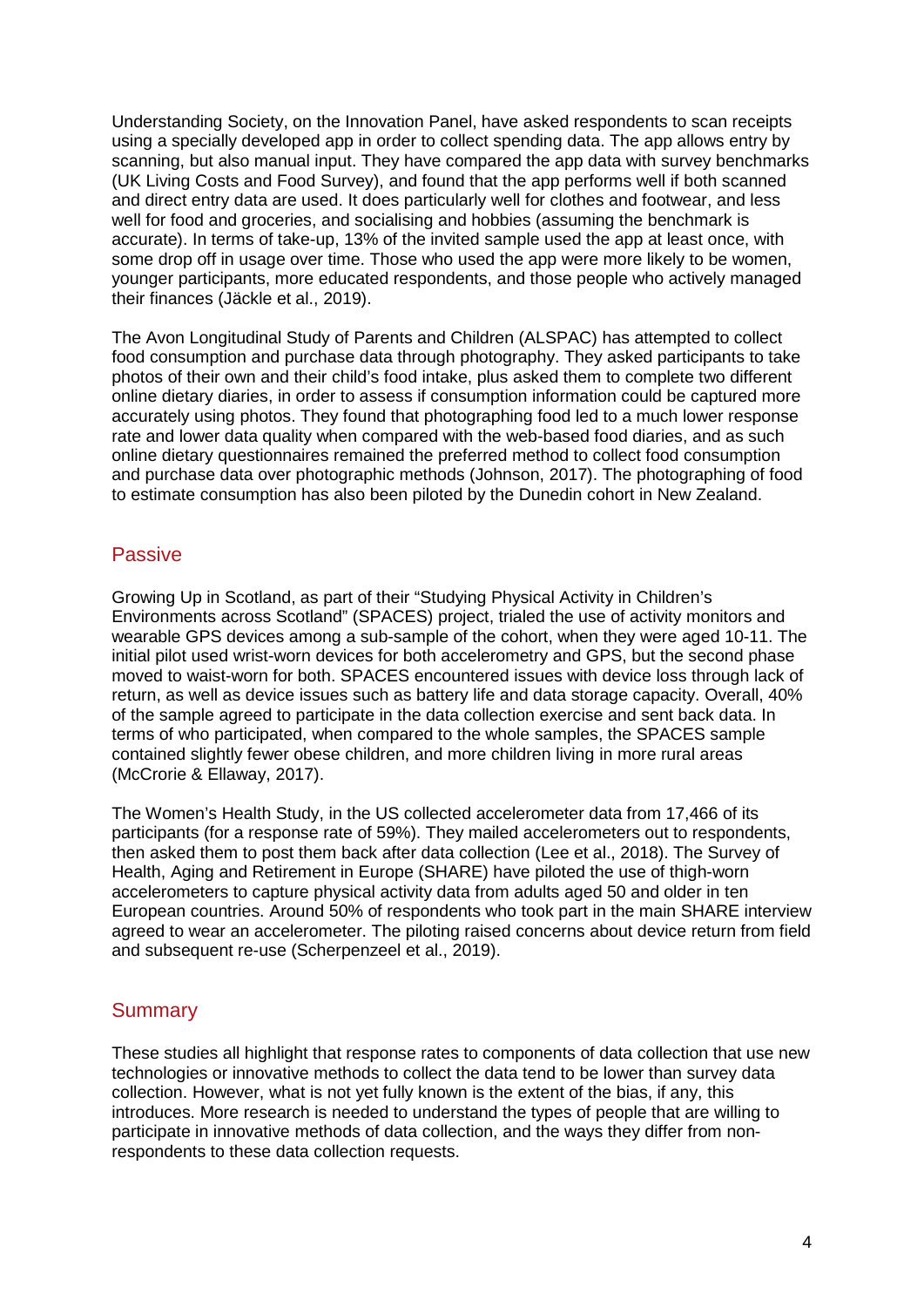Understanding Society, on the Innovation Panel, have asked respondents to scan receipts using a specially developed app in order to collect spending data. The app allows entry by scanning, but also manual input. They have compared the app data with survey benchmarks (UK Living Costs and Food Survey), and found that the app performs well if both scanned and direct entry data are used. It does particularly well for clothes and footwear, and less well for food and groceries, and socialising and hobbies (assuming the benchmark is accurate). In terms of take-up, 13% of the invited sample used the app at least once, with some drop off in usage over time. Those who used the app were more likely to be women, younger participants, more educated respondents, and those people who actively managed their finances (Jäckle et al., 2019).

The Avon Longitudinal Study of Parents and Children (ALSPAC) has attempted to collect food consumption and purchase data through photography. They asked participants to take photos of their own and their child's food intake, plus asked them to complete two different online dietary diaries, in order to assess if consumption information could be captured more accurately using photos. They found that photographing food led to a much lower response rate and lower data quality when compared with the web-based food diaries, and as such online dietary questionnaires remained the preferred method to collect food consumption and purchase data over photographic methods (Johnson, 2017). The photographing of food to estimate consumption has also been piloted by the Dunedin cohort in New Zealand.

## Passive

Growing Up in Scotland, as part of their "Studying Physical Activity in Children's Environments across Scotland" (SPACES) project, trialed the use of activity monitors and wearable GPS devices among a sub-sample of the cohort, when they were aged 10-11. The initial pilot used wrist-worn devices for both accelerometry and GPS, but the second phase moved to waist-worn for both. SPACES encountered issues with device loss through lack of return, as well as device issues such as battery life and data storage capacity. Overall, 40% of the sample agreed to participate in the data collection exercise and sent back data. In terms of who participated, when compared to the whole samples, the SPACES sample contained slightly fewer obese children, and more children living in more rural areas (McCrorie & Ellaway, 2017).

The Women's Health Study, in the US collected accelerometer data from 17,466 of its participants (for a response rate of 59%). They mailed accelerometers out to respondents, then asked them to post them back after data collection (Lee et al., 2018). The Survey of Health, Aging and Retirement in Europe (SHARE) have piloted the use of thigh-worn accelerometers to capture physical activity data from adults aged 50 and older in ten European countries. Around 50% of respondents who took part in the main SHARE interview agreed to wear an accelerometer. The piloting raised concerns about device return from field and subsequent re-use (Scherpenzeel et al., 2019).

## Summary

These studies all highlight that response rates to components of data collection that use new technologies or innovative methods to collect the data tend to be lower than survey data collection. However, what is not yet fully known is the extent of the bias, if any, this introduces. More research is needed to understand the types of people that are willing to participate in innovative methods of data collection, and the ways they differ from non-respondents to these data collection requests.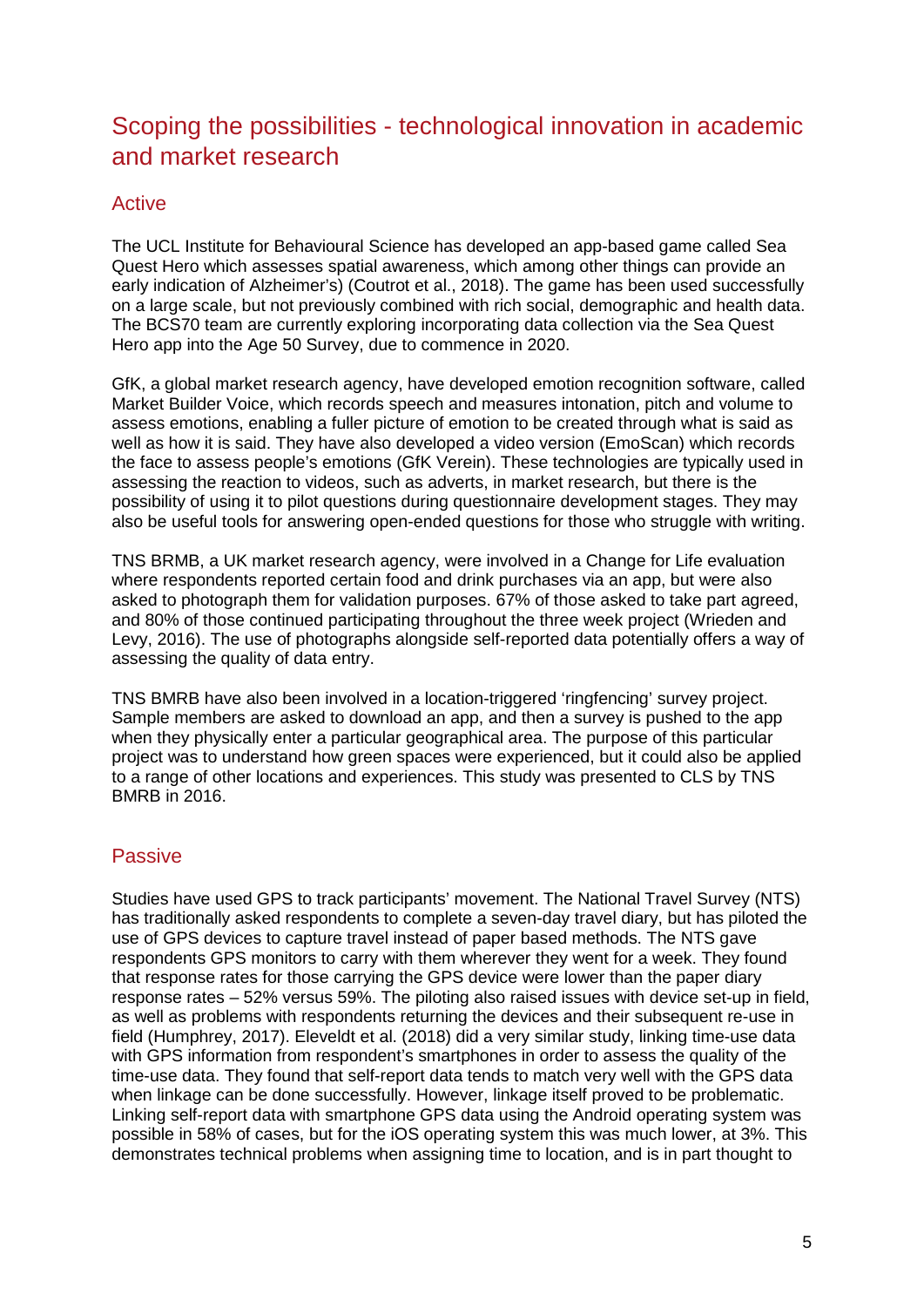## Scoping the possibilities - technological innovation in academic and market research

### Active

The UCL Institute for Behavioural Science has developed an app-based game called Sea Quest Hero which assesses spatial awareness, which among other things can provide an early indication of Alzheimer's) (Coutrot et al., 2018). The game has been used successfully on a large scale, but not previously combined with rich social, demographic and health data. The BCS70 team are currently exploring incorporating data collection via the Sea Quest Hero app into the Age 50 Survey, due to commence in 2020.

GfK, a global market research agency, have developed emotion recognition software, called Market Builder Voice, which records speech and measures intonation, pitch and volume to assess emotions, enabling a fuller picture of emotion to be created through what is said as well as how it is said. They have also developed a video version (EmoScan) which records the face to assess people's emotions (GfK Verein). These technologies are typically used in assessing the reaction to videos, such as adverts, in market research, but there is the possibility of using it to pilot questions during questionnaire development stages. They may also be useful tools for answering open-ended questions for those who struggle with writing.

TNS BRMB, a UK market research agency, were involved in a Change for Life evaluation where respondents reported certain food and drink purchases via an app, but were also asked to photograph them for validation purposes. 67% of those asked to take part agreed, and 80% of those continued participating throughout the three week project (Wrieden and Levy, 2016). The use of photographs alongside self-reported data potentially offers a way of assessing the quality of data entry.

TNS BMRB have also been involved in a location-triggered 'ringfencing' survey project. Sample members are asked to download an app, and then a survey is pushed to the app when they physically enter a particular geographical area. The purpose of this particular project was to understand how green spaces were experienced, but it could also be applied to a range of other locations and experiences. This study was presented to CLS by TNS BMRB in 2016.

### Passive

Studies have used GPS to track participants' movement. The National Travel Survey (NTS) has traditionally asked respondents to complete a seven-day travel diary, but has piloted the use of GPS devices to capture travel instead of paper based methods. The NTS gave respondents GPS monitors to carry with them wherever they went for a week. They found that response rates for those carrying the GPS device were lower than the paper diary response rates – 52% versus 59%. The piloting also raised issues with device set-up in field, as well as problems with respondents returning the devices and their subsequent re-use in field (Humphrey, 2017). Eleveldt et al. (2018) did a very similar study, linking time-use data with GPS information from respondent's smartphones in order to assess the quality of the time-use data. They found that self-report data tends to match very well with the GPS data when linkage can be done successfully. However, linkage itself proved to be problematic. Linking self-report data with smartphone GPS data using the Android operating system was possible in 58% of cases, but for the iOS operating system this was much lower, at 3%. This demonstrates technical problems when assigning time to location, and is in part thought to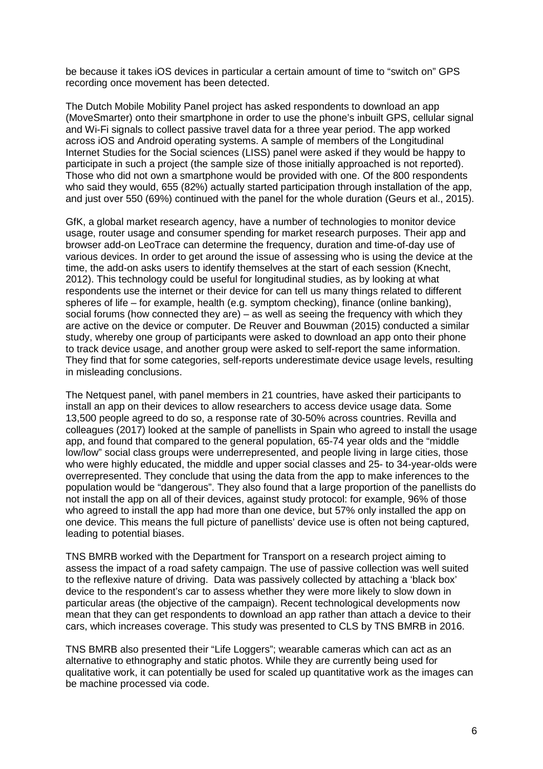be because it takes iOS devices in particular a certain amount of time to "switch on" GPS recording once movement has been detected.

The Dutch Mobile Mobility Panel project has asked respondents to download an app (MoveSmarter) onto their smartphone in order to use the phone's inbuilt GPS, cellular signal and Wi-Fi signals to collect passive travel data for a three year period. The app worked across iOS and Android operating systems. A sample of members of the Longitudinal Internet Studies for the Social sciences (LISS) panel were asked if they would be happy to participate in such a project (the sample size of those initially approached is not reported). Those who did not own a smartphone would be provided with one. Of the 800 respondents who said they would, 655 (82%) actually started participation through installation of the app, and just over 550 (69%) continued with the panel for the whole duration (Geurs et al., 2015).

GfK, a global market research agency, have a number of technologies to monitor device usage, router usage and consumer spending for market research purposes. Their app and browser add-on LeoTrace can determine the frequency, duration and time-of-day use of various devices. In order to get around the issue of assessing who is using the device at the time, the add-on asks users to identify themselves at the start of each session (Knecht, 2012). This technology could be useful for longitudinal studies, as by looking at what respondents use the internet or their device for can tell us many things related to different spheres of life – for example, health (e.g. symptom checking), finance (online banking), social forums (how connected they are) – as well as seeing the frequency with which they are active on the device or computer. De Reuver and Bouwman (2015) conducted a similar study, whereby one group of participants were asked to download an app onto their phone to track device usage, and another group were asked to self-report the same information. They find that for some categories, self-reports underestimate device usage levels, resulting in misleading conclusions.

The Netquest panel, with panel members in 21 countries, have asked their participants to install an app on their devices to allow researchers to access device usage data. Some 13,500 people agreed to do so, a response rate of 30-50% across countries. Revilla and colleagues (2017) looked at the sample of panellists in Spain who agreed to install the usage app, and found that compared to the general population, 65-74 year olds and the "middle low/low" social class groups were underrepresented, and people living in large cities, those who were highly educated, the middle and upper social classes and 25- to 34-year-olds were overrepresented. They conclude that using the data from the app to make inferences to the population would be "dangerous". They also found that a large proportion of the panellists do not install the app on all of their devices, against study protocol: for example, 96% of those who agreed to install the app had more than one device, but 57% only installed the app on one device. This means the full picture of panellists' device use is often not being captured, leading to potential biases.

TNS BMRB worked with the Department for Transport on a research project aiming to assess the impact of a road safety campaign. The use of passive collection was well suited to the reflexive nature of driving. Data was passively collected by attaching a 'black box' device to the respondent's car to assess whether they were more likely to slow down in particular areas (the objective of the campaign). Recent technological developments now mean that they can get respondents to download an app rather than attach a device to their cars, which increases coverage. This study was presented to CLS by TNS BMRB in 2016.

TNS BMRB also presented their "Life Loggers"; wearable cameras which can act as an alternative to ethnography and static photos. While they are currently being used for qualitative work, it can potentially be used for scaled up quantitative work as the images can be machine processed via code.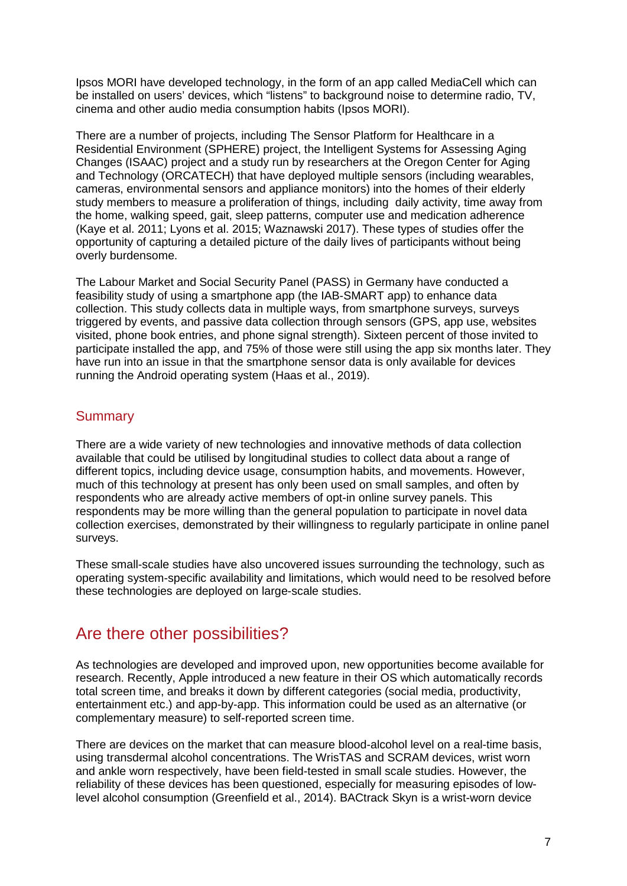Ipsos MORI have developed technology, in the form of an app called MediaCell which can be installed on users' devices, which "listens" to background noise to determine radio, TV, cinema and other audio media consumption habits (Ipsos MORI).

There are a number of projects, including The Sensor Platform for Healthcare in a Residential Environment (SPHERE) project, the Intelligent Systems for Assessing Aging Changes (ISAAC) project and a study run by researchers at the Oregon Center for Aging and Technology (ORCATECH) that have deployed multiple sensors (including wearables, cameras, environmental sensors and appliance monitors) into the homes of their elderly study members to measure a proliferation of things, including daily activity, time away from the home, walking speed, gait, sleep patterns, computer use and medication adherence (Kaye et al. 2011; Lyons et al. 2015; Waznawski 2017). These types of studies offer the opportunity of capturing a detailed picture of the daily lives of participants without being overly burdensome.

The Labour Market and Social Security Panel (PASS) in Germany have conducted a feasibility study of using a smartphone app (the IAB-SMART app) to enhance data collection. This study collects data in multiple ways, from smartphone surveys, surveys triggered by events, and passive data collection through sensors (GPS, app use, websites visited, phone book entries, and phone signal strength). Sixteen percent of those invited to participate installed the app, and 75% of those were still using the app six months later. They have run into an issue in that the smartphone sensor data is only available for devices running the Android operating system (Haas et al., 2019).

### Summary

There are a wide variety of new technologies and innovative methods of data collection available that could be utilised by longitudinal studies to collect data about a range of different topics, including device usage, consumption habits, and movements. However, much of this technology at present has only been used on small samples, and often by respondents who are already active members of opt-in online survey panels. This respondents may be more willing than the general population to participate in novel data collection exercises, demonstrated by their willingness to regularly participate in online panel surveys.

These small-scale studies have also uncovered issues surrounding the technology, such as operating system-specific availability and limitations, which would need to be resolved before these technologies are deployed on large-scale studies.

## Are there other possibilities?

As technologies are developed and improved upon, new opportunities become available for research. Recently, Apple introduced a new feature in their OS which automatically records total screen time, and breaks it down by different categories (social media, productivity, entertainment etc.) and app-by-app. This information could be used as an alternative (or complementary measure) to self-reported screen time.

There are devices on the market that can measure blood-alcohol level on a real-time basis, using transdermal alcohol concentrations. The WrisTAS and SCRAM devices, wrist worn and ankle worn respectively, have been field-tested in small scale studies. However, the reliability of these devices has been questioned, especially for measuring episodes of low-level alcohol consumption (Greenfield et al., 2014). BACtrack Skyn is a wrist-worn device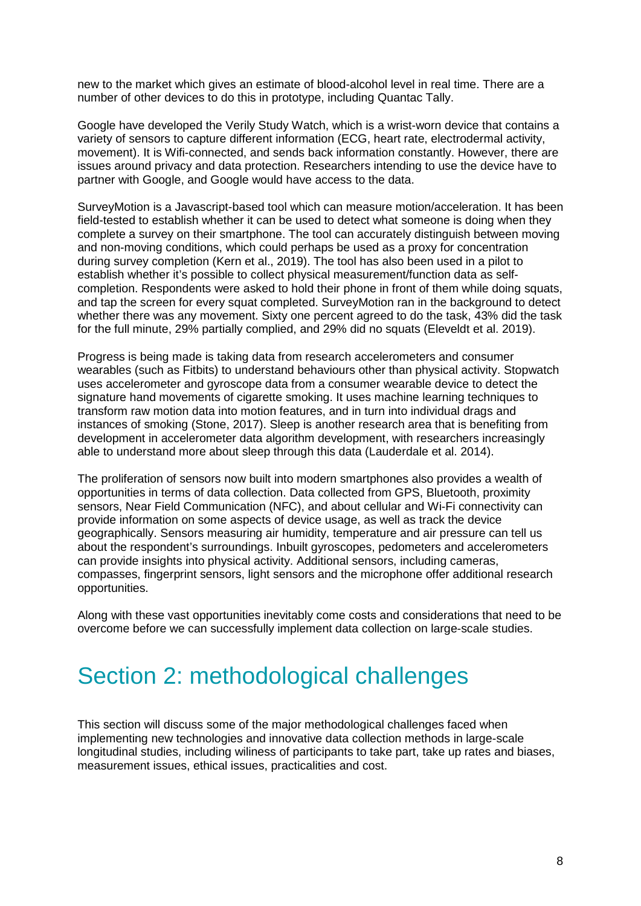new to the market which gives an estimate of blood-alcohol level in real time. There are a number of other devices to do this in prototype, including Quantac Tally.

Google have developed the Verily Study Watch, which is a wrist-worn device that contains a variety of sensors to capture different information (ECG, heart rate, electrodermal activity, movement). It is Wifi-connected, and sends back information constantly. However, there are issues around privacy and data protection. Researchers intending to use the device have to partner with Google, and Google would have access to the data.

SurveyMotion is a Javascript-based tool which can measure motion/acceleration. It has been field-tested to establish whether it can be used to detect what someone is doing when they complete a survey on their smartphone. The tool can accurately distinguish between moving and non-moving conditions, which could perhaps be used as a proxy for concentration during survey completion (Kern et al., 2019). The tool has also been used in a pilot to establish whether it's possible to collect physical measurement/function data as self-completion. Respondents were asked to hold their phone in front of them while doing squats, and tap the screen for every squat completed. SurveyMotion ran in the background to detect whether there was any movement. Sixty one percent agreed to do the task, 43% did the task for the full minute, 29% partially complied, and 29% did no squats (Eleveldt et al. 2019).

Progress is being made is taking data from research accelerometers and consumer wearables (such as Fitbits) to understand behaviours other than physical activity. Stopwatch uses accelerometer and gyroscope data from a consumer wearable device to detect the signature hand movements of cigarette smoking. It uses machine learning techniques to transform raw motion data into motion features, and in turn into individual drags and instances of smoking (Stone, 2017). Sleep is another research area that is benefiting from development in accelerometer data algorithm development, with researchers increasingly able to understand more about sleep through this data (Lauderdale et al. 2014).

The proliferation of sensors now built into modern smartphones also provides a wealth of opportunities in terms of data collection. Data collected from GPS, Bluetooth, proximity sensors, Near Field Communication (NFC), and about cellular and Wi-Fi connectivity can provide information on some aspects of device usage, as well as track the device geographically. Sensors measuring air humidity, temperature and air pressure can tell us about the respondent's surroundings. Inbuilt gyroscopes, pedometers and accelerometers can provide insights into physical activity. Additional sensors, including cameras, compasses, fingerprint sensors, light sensors and the microphone offer additional research opportunities.

Along with these vast opportunities inevitably come costs and considerations that need to be overcome before we can successfully implement data collection on large-scale studies.

# Section 2: methodological challenges

This section will discuss some of the major methodological challenges faced when implementing new technologies and innovative data collection methods in large-scale longitudinal studies, including wiliness of participants to take part, take up rates and biases, measurement issues, ethical issues, practicalities and cost.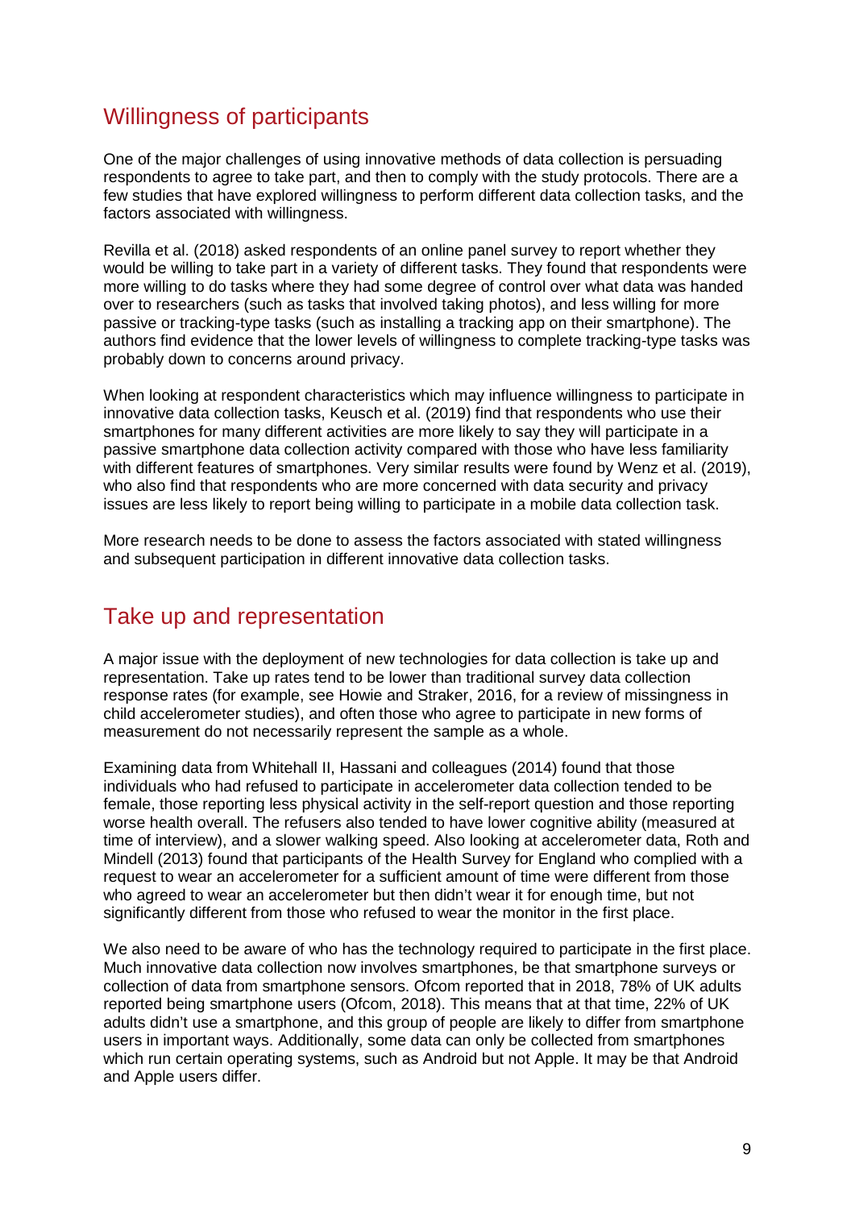## Willingness of participants

One of the major challenges of using innovative methods of data collection is persuading respondents to agree to take part, and then to comply with the study protocols. There are a few studies that have explored willingness to perform different data collection tasks, and the factors associated with willingness.

Revilla et al. (2018) asked respondents of an online panel survey to report whether they would be willing to take part in a variety of different tasks. They found that respondents were more willing to do tasks where they had some degree of control over what data was handed over to researchers (such as tasks that involved taking photos), and less willing for more passive or tracking-type tasks (such as installing a tracking app on their smartphone). The authors find evidence that the lower levels of willingness to complete tracking-type tasks was probably down to concerns around privacy.

When looking at respondent characteristics which may influence willingness to participate in innovative data collection tasks, Keusch et al. (2019) find that respondents who use their smartphones for many different activities are more likely to say they will participate in a passive smartphone data collection activity compared with those who have less familiarity with different features of smartphones. Very similar results were found by Wenz et al. (2019), who also find that respondents who are more concerned with data security and privacy issues are less likely to report being willing to participate in a mobile data collection task.

More research needs to be done to assess the factors associated with stated willingness and subsequent participation in different innovative data collection tasks.

## Take up and representation

A major issue with the deployment of new technologies for data collection is take up and representation. Take up rates tend to be lower than traditional survey data collection response rates (for example, see Howie and Straker, 2016, for a review of missingness in child accelerometer studies), and often those who agree to participate in new forms of measurement do not necessarily represent the sample as a whole.

Examining data from Whitehall II, Hassani and colleagues (2014) found that those individuals who had refused to participate in accelerometer data collection tended to be female, those reporting less physical activity in the self-report question and those reporting worse health overall. The refusers also tended to have lower cognitive ability (measured at time of interview), and a slower walking speed. Also looking at accelerometer data, Roth and Mindell (2013) found that participants of the Health Survey for England who complied with a request to wear an accelerometer for a sufficient amount of time were different from those who agreed to wear an accelerometer but then didn't wear it for enough time, but not significantly different from those who refused to wear the monitor in the first place.

We also need to be aware of who has the technology required to participate in the first place. Much innovative data collection now involves smartphones, be that smartphone surveys or collection of data from smartphone sensors. Ofcom reported that in 2018, 78% of UK adults reported being smartphone users (Ofcom, 2018). This means that at that time, 22% of UK adults didn't use a smartphone, and this group of people are likely to differ from smartphone users in important ways. Additionally, some data can only be collected from smartphones which run certain operating systems, such as Android but not Apple. It may be that Android and Apple users differ.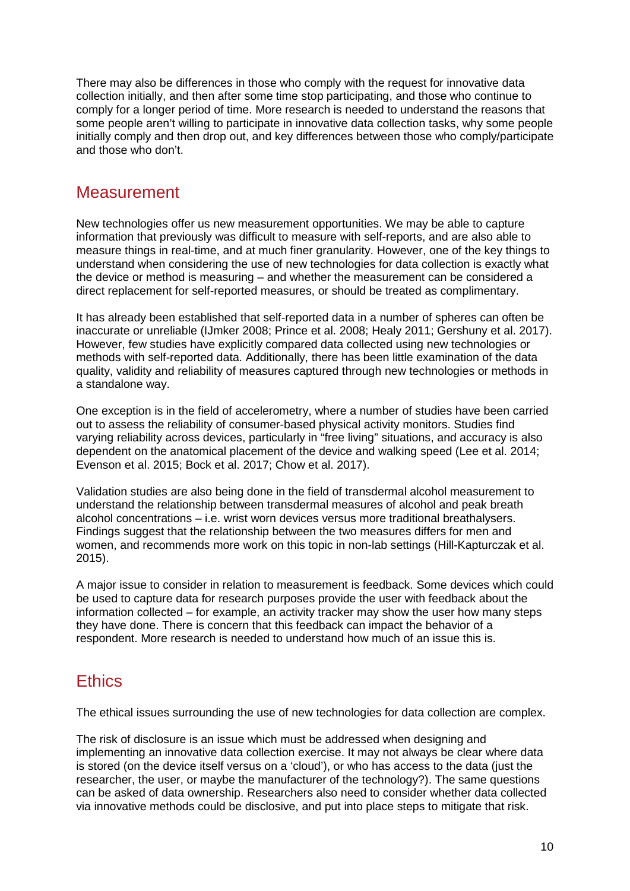There may also be differences in those who comply with the request for innovative data collection initially, and then after some time stop participating, and those who continue to comply for a longer period of time. More research is needed to understand the reasons that some people aren't willing to participate in innovative data collection tasks, why some people initially comply and then drop out, and key differences between those who comply/participate and those who don't.

## Measurement

New technologies offer us new measurement opportunities. We may be able to capture information that previously was difficult to measure with self-reports, and are also able to measure things in real-time, and at much finer granularity. However, one of the key things to understand when considering the use of new technologies for data collection is exactly what the device or method is measuring – and whether the measurement can be considered a direct replacement for self-reported measures, or should be treated as complimentary.

It has already been established that self-reported data in a number of spheres can often be inaccurate or unreliable (IJmker 2008; Prince et al. 2008; Healy 2011; Gershuny et al. 2017). However, few studies have explicitly compared data collected using new technologies or methods with self-reported data. Additionally, there has been little examination of the data quality, validity and reliability of measures captured through new technologies or methods in a standalone way.

One exception is in the field of accelerometry, where a number of studies have been carried out to assess the reliability of consumer-based physical activity monitors. Studies find varying reliability across devices, particularly in "free living" situations, and accuracy is also dependent on the anatomical placement of the device and walking speed (Lee et al. 2014; Evenson et al. 2015; Bock et al. 2017; Chow et al. 2017).

Validation studies are also being done in the field of transdermal alcohol measurement to understand the relationship between transdermal measures of alcohol and peak breath alcohol concentrations – i.e. wrist worn devices versus more traditional breathalysers. Findings suggest that the relationship between the two measures differs for men and women, and recommends more work on this topic in non-lab settings (Hill-Kapturczak et al. 2015).

A major issue to consider in relation to measurement is feedback. Some devices which could be used to capture data for research purposes provide the user with feedback about the information collected – for example, an activity tracker may show the user how many steps they have done. There is concern that this feedback can impact the behavior of a respondent. More research is needed to understand how much of an issue this is.

## Ethics

The ethical issues surrounding the use of new technologies for data collection are complex.

The risk of disclosure is an issue which must be addressed when designing and implementing an innovative data collection exercise. It may not always be clear where data is stored (on the device itself versus on a 'cloud'), or who has access to the data (just the researcher, the user, or maybe the manufacturer of the technology?). The same questions can be asked of data ownership. Researchers also need to consider whether data collected via innovative methods could be disclosive, and put into place steps to mitigate that risk.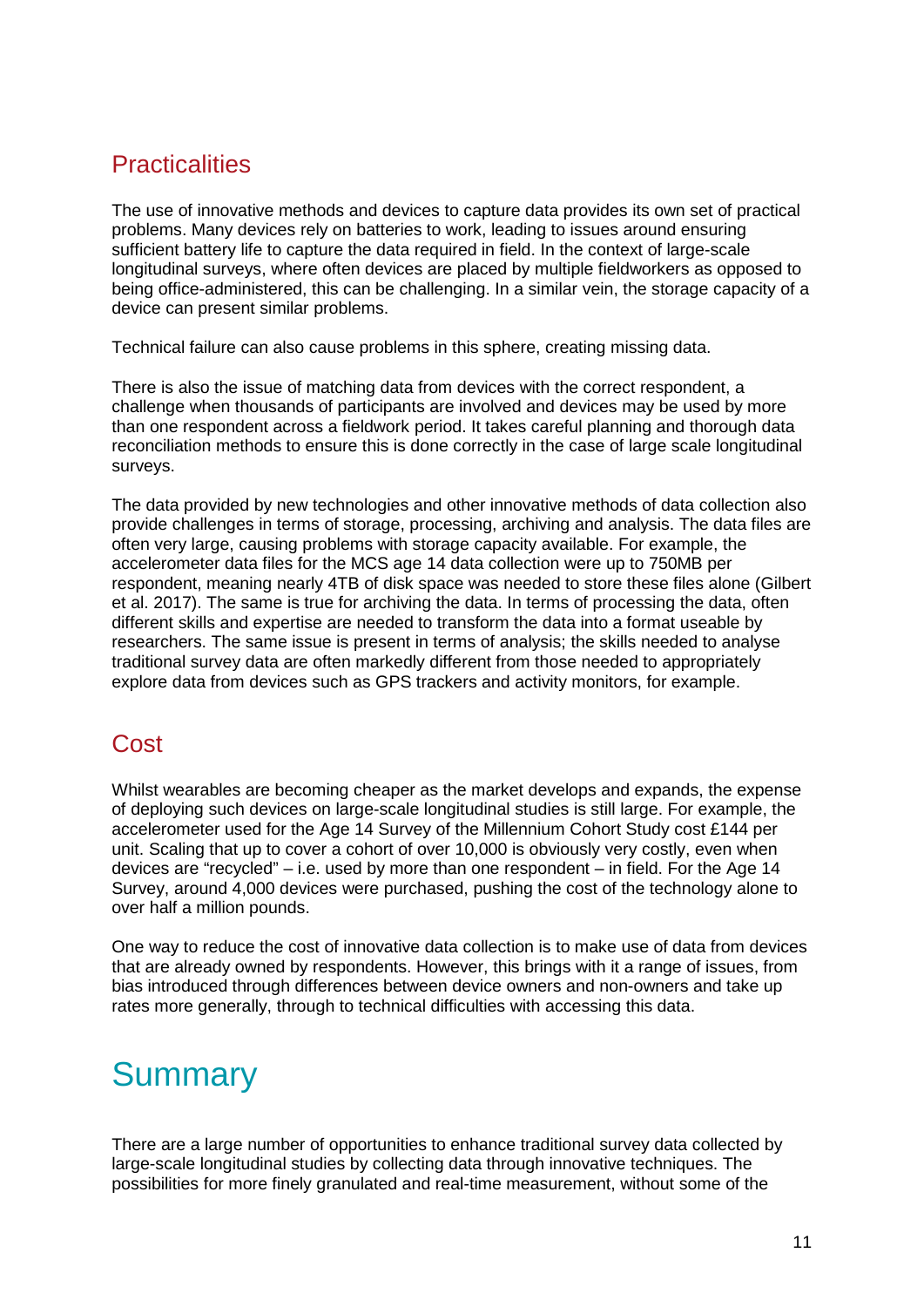## Practicalities

The use of innovative methods and devices to capture data provides its own set of practical problems. Many devices rely on batteries to work, leading to issues around ensuring sufficient battery life to capture the data required in field. In the context of large-scale longitudinal surveys, where often devices are placed by multiple fieldworkers as opposed to being office-administered, this can be challenging. In a similar vein, the storage capacity of a device can present similar problems.

Technical failure can also cause problems in this sphere, creating missing data.

There is also the issue of matching data from devices with the correct respondent, a challenge when thousands of participants are involved and devices may be used by more than one respondent across a fieldwork period. It takes careful planning and thorough data reconciliation methods to ensure this is done correctly in the case of large scale longitudinal surveys.

The data provided by new technologies and other innovative methods of data collection also provide challenges in terms of storage, processing, archiving and analysis. The data files are often very large, causing problems with storage capacity available. For example, the accelerometer data files for the MCS age 14 data collection were up to 750MB per respondent, meaning nearly 4TB of disk space was needed to store these files alone (Gilbert et al. 2017). The same is true for archiving the data. In terms of processing the data, often different skills and expertise are needed to transform the data into a format useable by researchers. The same issue is present in terms of analysis; the skills needed to analyse traditional survey data are often markedly different from those needed to appropriately explore data from devices such as GPS trackers and activity monitors, for example.

## Cost

Whilst wearables are becoming cheaper as the market develops and expands, the expense of deploying such devices on large-scale longitudinal studies is still large. For example, the accelerometer used for the Age 14 Survey of the Millennium Cohort Study cost £144 per unit. Scaling that up to cover a cohort of over 10,000 is obviously very costly, even when devices are "recycled" – i.e. used by more than one respondent – in field. For the Age 14 Survey, around 4,000 devices were purchased, pushing the cost of the technology alone to over half a million pounds.

One way to reduce the cost of innovative data collection is to make use of data from devices that are already owned by respondents. However, this brings with it a range of issues, from bias introduced through differences between device owners and non-owners and take up rates more generally, through to technical difficulties with accessing this data.

# Summary

There are a large number of opportunities to enhance traditional survey data collected by large-scale longitudinal studies by collecting data through innovative techniques. The possibilities for more finely granulated and real-time measurement, without some of the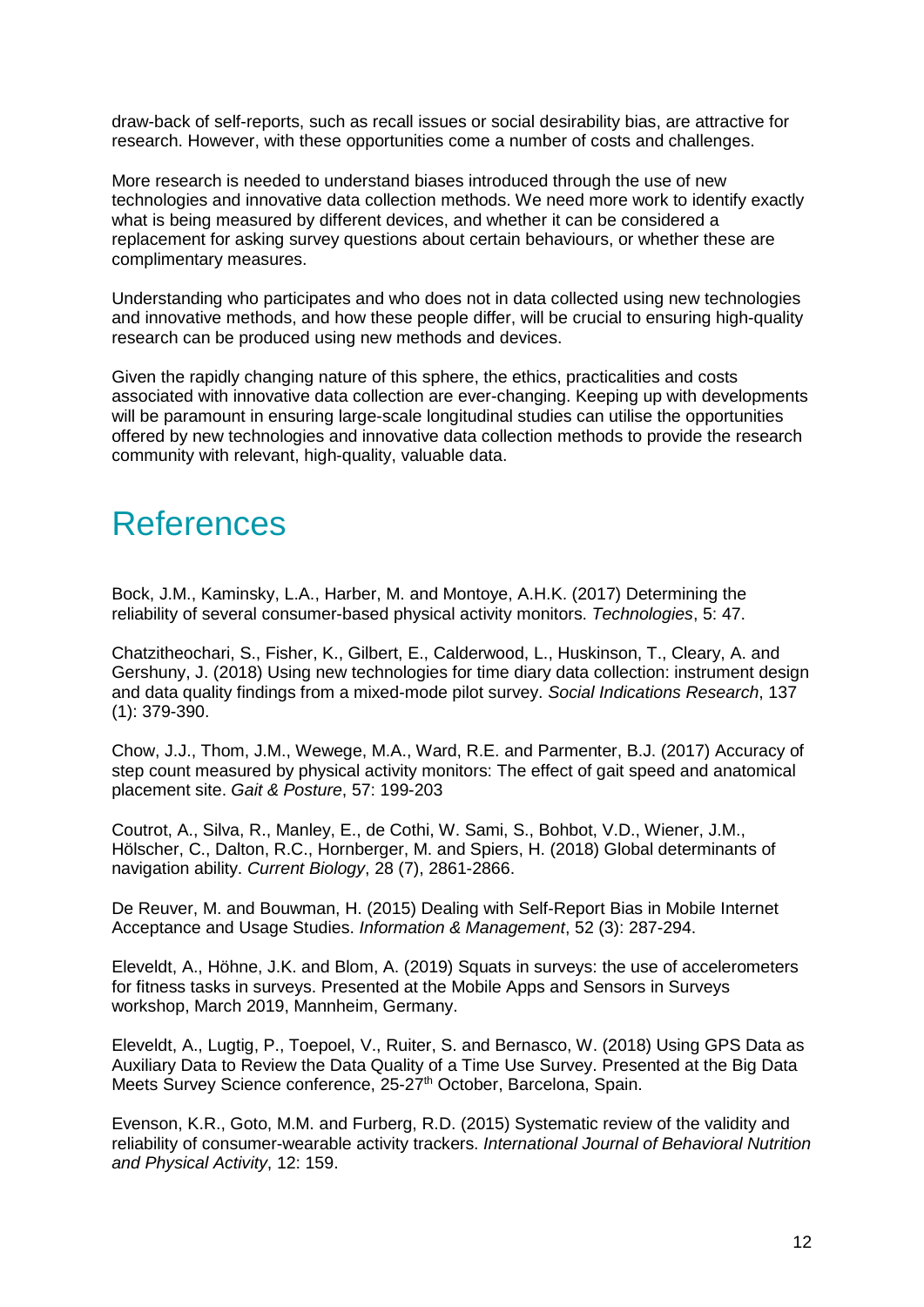draw-back of self-reports, such as recall issues or social desirability bias, are attractive for research. However, with these opportunities come a number of costs and challenges.

More research is needed to understand biases introduced through the use of new technologies and innovative data collection methods. We need more work to identify exactly what is being measured by different devices, and whether it can be considered a replacement for asking survey questions about certain behaviours, or whether these are complimentary measures.

Understanding who participates and who does not in data collected using new technologies and innovative methods, and how these people differ, will be crucial to ensuring high-quality research can be produced using new methods and devices.

Given the rapidly changing nature of this sphere, the ethics, practicalities and costs associated with innovative data collection are ever-changing. Keeping up with developments will be paramount in ensuring large-scale longitudinal studies can utilise the opportunities offered by new technologies and innovative data collection methods to provide the research community with relevant, high-quality, valuable data.

# References

Bock, J.M., Kaminsky, L.A., Harber, M. and Montoye, A.H.K. (2017) Determining the reliability of several consumer-based physical activity monitors. *Technologies*, 5: 47.

Chatzitheochari, S., Fisher, K., Gilbert, E., Calderwood, L., Huskinson, T., Cleary, A. and Gershuny, J. (2018) Using new technologies for time diary data collection: instrument design and data quality findings from a mixed-mode pilot survey. *Social Indications Research*, 137 (1): 379-390.

Chow, J.J., Thom, J.M., Wewege, M.A., Ward, R.E. and Parmenter, B.J. (2017) Accuracy of step count measured by physical activity monitors: The effect of gait speed and anatomical placement site. *Gait & Posture*, 57: 199-203

Coutrot, A., Silva, R., Manley, E., de Cothi, W. Sami, S., Bohbot, V.D., Wiener, J.M., Hölscher, C., Dalton, R.C., Hornberger, M. and Spiers, H. (2018) Global determinants of navigation ability. *Current Biology*, 28 (7), 2861-2866.

De Reuver, M. and Bouwman, H. (2015) Dealing with Self-Report Bias in Mobile Internet Acceptance and Usage Studies. *Information & Management*, 52 (3): 287-294.

Eleveldt, A., Höhne, J.K. and Blom, A. (2019) Squats in surveys: the use of accelerometers for fitness tasks in surveys. Presented at the Mobile Apps and Sensors in Surveys workshop, March 2019, Mannheim, Germany.

Eleveldt, A., Lugtig, P., Toepoel, V., Ruiter, S. and Bernasco, W. (2018) Using GPS Data as Auxiliary Data to Review the Data Quality of a Time Use Survey. Presented at the Big Data Meets Survey Science conference, 25-27th October, Barcelona, Spain.

Evenson, K.R., Goto, M.M. and Furberg, R.D. (2015) Systematic review of the validity and reliability of consumer-wearable activity trackers. *International Journal of Behavioral Nutrition and Physical Activity*, 12: 159.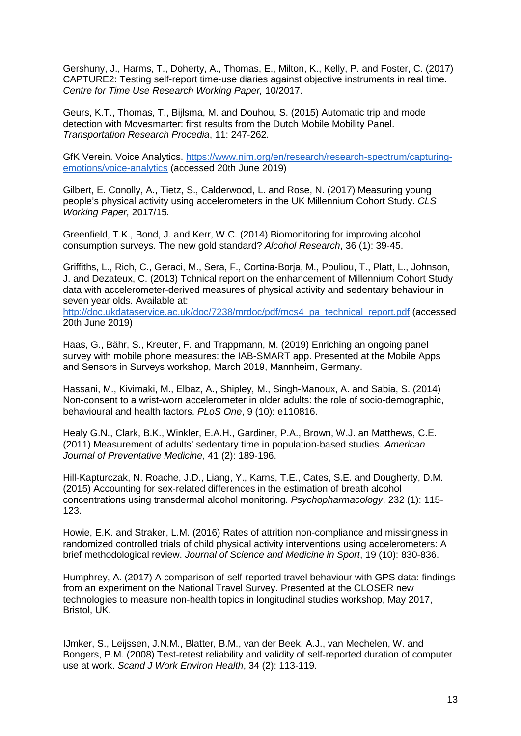Gershuny, J., Harms, T., Doherty, A., Thomas, E., Milton, K., Kelly, P. and Foster, C. (2017) CAPTURE2: Testing self-report time-use diaries against objective instruments in real time. *Centre for Time Use Research Working Paper,* 10/2017.

Geurs, K.T., Thomas, T., Bijlsma, M. and Douhou, S. (2015) Automatic trip and mode detection with Movesmarter: first results from the Dutch Mobile Mobility Panel. *Transportation Research Procedia*, 11: 247-262.

GfK Verein. Voice Analytics. [https://www.nim.org/en/research/research-spectrum/capturing-emotions/voice-analytics](https://www.nim.org/en/research/research-spectrum/capturing-emotions/voice-analytics) (accessed 20th June 2019)

Gilbert, E. Conolly, A., Tietz, S., Calderwood, L. and Rose, N. (2017) Measuring young people's physical activity using accelerometers in the UK Millennium Cohort Study. *CLS Working Paper,* 2017/15*.*

Greenfield, T.K., Bond, J. and Kerr, W.C. (2014) Biomonitoring for improving alcohol consumption surveys. The new gold standard? *Alcohol Research*, 36 (1): 39-45.

Griffiths, L., Rich, C., Geraci, M., Sera, F., Cortina-Borja, M., Pouliou, T., Platt, L., Johnson, J. and Dezateux, C. (2013) Tchnical report on the enhancement of Millennium Cohort Study data with accelerometer-derived measures of physical activity and sedentary behaviour in seven year olds. Available at: [http://doc.ukdataservice.ac.uk/doc/7238/mrdoc/pdf/mcs4_pa_technical_report.pdf](http://doc.ukdataservice.ac.uk/doc/7238/mrdoc/pdf/mcs4_pa_technical_report.pdf) (accessed 20th June 2019)

Haas, G., Bähr, S., Kreuter, F. and Trappmann, M. (2019) Enriching an ongoing panel survey with mobile phone measures: the IAB-SMART app. Presented at the Mobile Apps and Sensors in Surveys workshop, March 2019, Mannheim, Germany.

Hassani, M., Kivimaki, M., Elbaz, A., Shipley, M., Singh-Manoux, A. and Sabia, S. (2014) Non-consent to a wrist-worn accelerometer in older adults: the role of socio-demographic, behavioural and health factors. *PLoS One*, 9 (10): e110816.

Healy G.N., Clark, B.K., Winkler, E.A.H., Gardiner, P.A., Brown, W.J. an Matthews, C.E. (2011) Measurement of adults' sedentary time in population-based studies. *American Journal of Preventative Medicine*, 41 (2): 189-196.

Hill-Kapturczak, N. Roache, J.D., Liang, Y., Karns, T.E., Cates, S.E. and Dougherty, D.M. (2015) Accounting for sex-related differences in the estimation of breath alcohol concentrations using transdermal alcohol monitoring. *Psychopharmacology*, 232 (1): 115-123.

Howie, E.K. and Straker, L.M. (2016) Rates of attrition non-compliance and missingness in randomized controlled trials of child physical activity interventions using accelerometers: A brief methodological review. *Journal of Science and Medicine in Sport*, 19 (10): 830-836.

Humphrey, A. (2017) A comparison of self-reported travel behaviour with GPS data: findings from an experiment on the National Travel Survey. Presented at the CLOSER new technologies to measure non-health topics in longitudinal studies workshop, May 2017, Bristol, UK.

IJmker, S., Leijssen, J.N.M., Blatter, B.M., van der Beek, A.J., van Mechelen, W. and Bongers, P.M. (2008) Test-retest reliability and validity of self-reported duration of computer use at work. *Scand J Work Environ Health*, 34 (2): 113-119.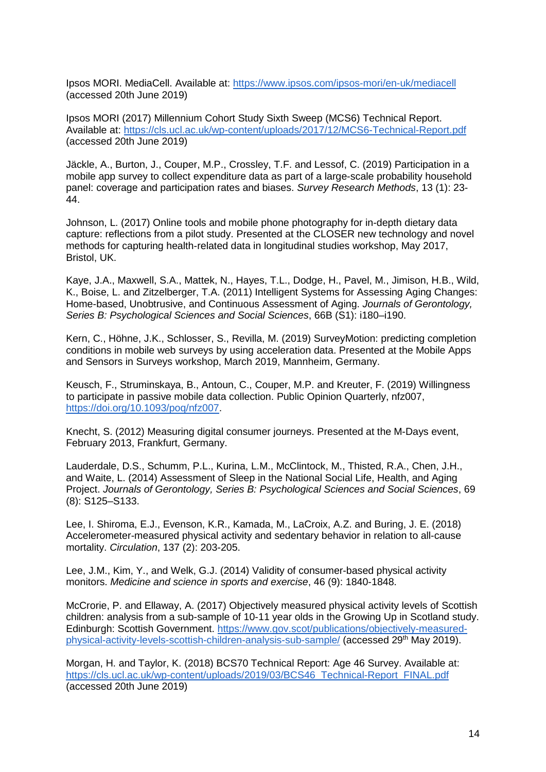Ipsos MORI. MediaCell. Available at: https://www.ipsos.com/ipsos-mori/en-uk/mediacell (accessed 20th June 2019)

Ipsos MORI (2017) Millennium Cohort Study Sixth Sweep (MCS6) Technical Report. Available at: https://cls.ucl.ac.uk/wp-content/uploads/2017/12/MCS6-Technical-Report.pdf (accessed 20th June 2019)

Jäckle, A., Burton, J., Couper, M.P., Crossley, T.F. and Lessof, C. (2019) Participation in a mobile app survey to collect expenditure data as part of a large-scale probability household panel: coverage and participation rates and biases. *Survey Research Methods*, 13 (1): 23-44.

Johnson, L. (2017) Online tools and mobile phone photography for in-depth dietary data capture: reflections from a pilot study. Presented at the CLOSER new technology and novel methods for capturing health-related data in longitudinal studies workshop, May 2017, Bristol, UK.

Kaye, J.A., Maxwell, S.A., Mattek, N., Hayes, T.L., Dodge, H., Pavel, M., Jimison, H.B., Wild, K., Boise, L. and Zitzelberger, T.A. (2011) Intelligent Systems for Assessing Aging Changes: Home-based, Unobtrusive, and Continuous Assessment of Aging. *Journals of Gerontology, Series B: Psychological Sciences and Social Sciences*, 66B (S1): i180–i190.

Kern, C., Höhne, J.K., Schlosser, S., Revilla, M. (2019) SurveyMotion: predicting completion conditions in mobile web surveys by using acceleration data. Presented at the Mobile Apps and Sensors in Surveys workshop, March 2019, Mannheim, Germany.

Keusch, F., Struminskaya, B., Antoun, C., Couper, M.P. and Kreuter, F. (2019) Willingness to participate in passive mobile data collection. Public Opinion Quarterly, nfz007, https://doi.org/10.1093/poq/nfz007.

Knecht, S. (2012) Measuring digital consumer journeys. Presented at the M-Days event, February 2013, Frankfurt, Germany.

Lauderdale, D.S., Schumm, P.L., Kurina, L.M., McClintock, M., Thisted, R.A., Chen, J.H., and Waite, L. (2014) Assessment of Sleep in the National Social Life, Health, and Aging Project. *Journals of Gerontology, Series B: Psychological Sciences and Social Sciences*, 69 (8): S125–S133.

Lee, I. Shiroma, E.J., Evenson, K.R., Kamada, M., LaCroix, A.Z. and Buring, J. E. (2018) Accelerometer-measured physical activity and sedentary behavior in relation to all-cause mortality. *Circulation*, 137 (2): 203-205.

Lee, J.M., Kim, Y., and Welk, G.J. (2014) Validity of consumer-based physical activity monitors. *Medicine and science in sports and exercise*, 46 (9): 1840-1848.

McCrorie, P. and Ellaway, A. (2017) Objectively measured physical activity levels of Scottish children: analysis from a sub-sample of 10-11 year olds in the Growing Up in Scotland study. Edinburgh: Scottish Government. https://www.gov.scot/publications/objectively-measured-physical-activity-levels-scottish-children-analysis-sub-sample/ (accessed 29th May 2019).

Morgan, H. and Taylor, K. (2018) BCS70 Technical Report: Age 46 Survey. Available at: https://cls.ucl.ac.uk/wp-content/uploads/2019/03/BCS46_Technical-Report_FINAL.pdf (accessed 20th June 2019)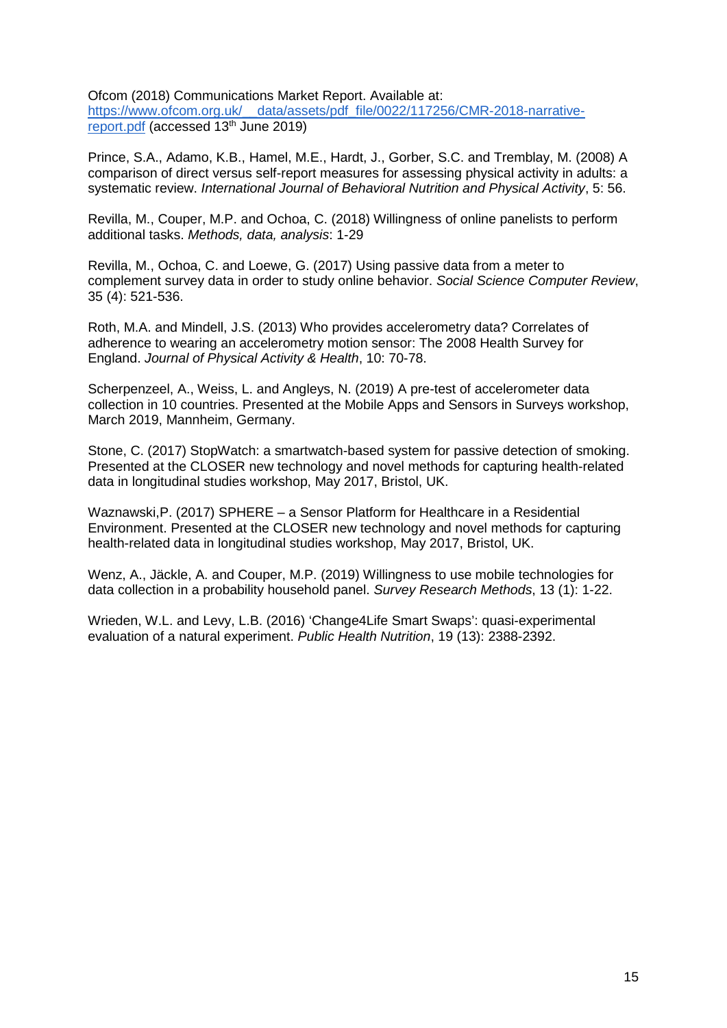Ofcom (2018) Communications Market Report. Available at: [https://www.ofcom.org.uk/__data/assets/pdf_file/0022/117256/CMR-2018-narrative-report.pdf](https://www.ofcom.org.uk/__data/assets/pdf_file/0022/117256/CMR-2018-narrative-report.pdf) (accessed 13th June 2019)

Prince, S.A., Adamo, K.B., Hamel, M.E., Hardt, J., Gorber, S.C. and Tremblay, M. (2008) A comparison of direct versus self-report measures for assessing physical activity in adults: a systematic review. *International Journal of Behavioral Nutrition and Physical Activity*, 5: 56.

Revilla, M., Couper, M.P. and Ochoa, C. (2018) Willingness of online panelists to perform additional tasks. *Methods, data, analysis*: 1-29

Revilla, M., Ochoa, C. and Loewe, G. (2017) Using passive data from a meter to complement survey data in order to study online behavior. *Social Science Computer Review*, 35 (4): 521-536.

Roth, M.A. and Mindell, J.S. (2013) Who provides accelerometry data? Correlates of adherence to wearing an accelerometry motion sensor: The 2008 Health Survey for England. *Journal of Physical Activity & Health*, 10: 70-78.

Scherpenzeel, A., Weiss, L. and Angleys, N. (2019) A pre-test of accelerometer data collection in 10 countries. Presented at the Mobile Apps and Sensors in Surveys workshop, March 2019, Mannheim, Germany.

Stone, C. (2017) StopWatch: a smartwatch-based system for passive detection of smoking. Presented at the CLOSER new technology and novel methods for capturing health-related data in longitudinal studies workshop, May 2017, Bristol, UK.

Waznawski,P. (2017) SPHERE – a Sensor Platform for Healthcare in a Residential Environment. Presented at the CLOSER new technology and novel methods for capturing health-related data in longitudinal studies workshop, May 2017, Bristol, UK.

Wenz, A., Jäckle, A. and Couper, M.P. (2019) Willingness to use mobile technologies for data collection in a probability household panel. *Survey Research Methods*, 13 (1): 1-22.

Wrieden, W.L. and Levy, L.B. (2016) 'Change4Life Smart Swaps': quasi-experimental evaluation of a natural experiment. *Public Health Nutrition*, 19 (13): 2388-2392.